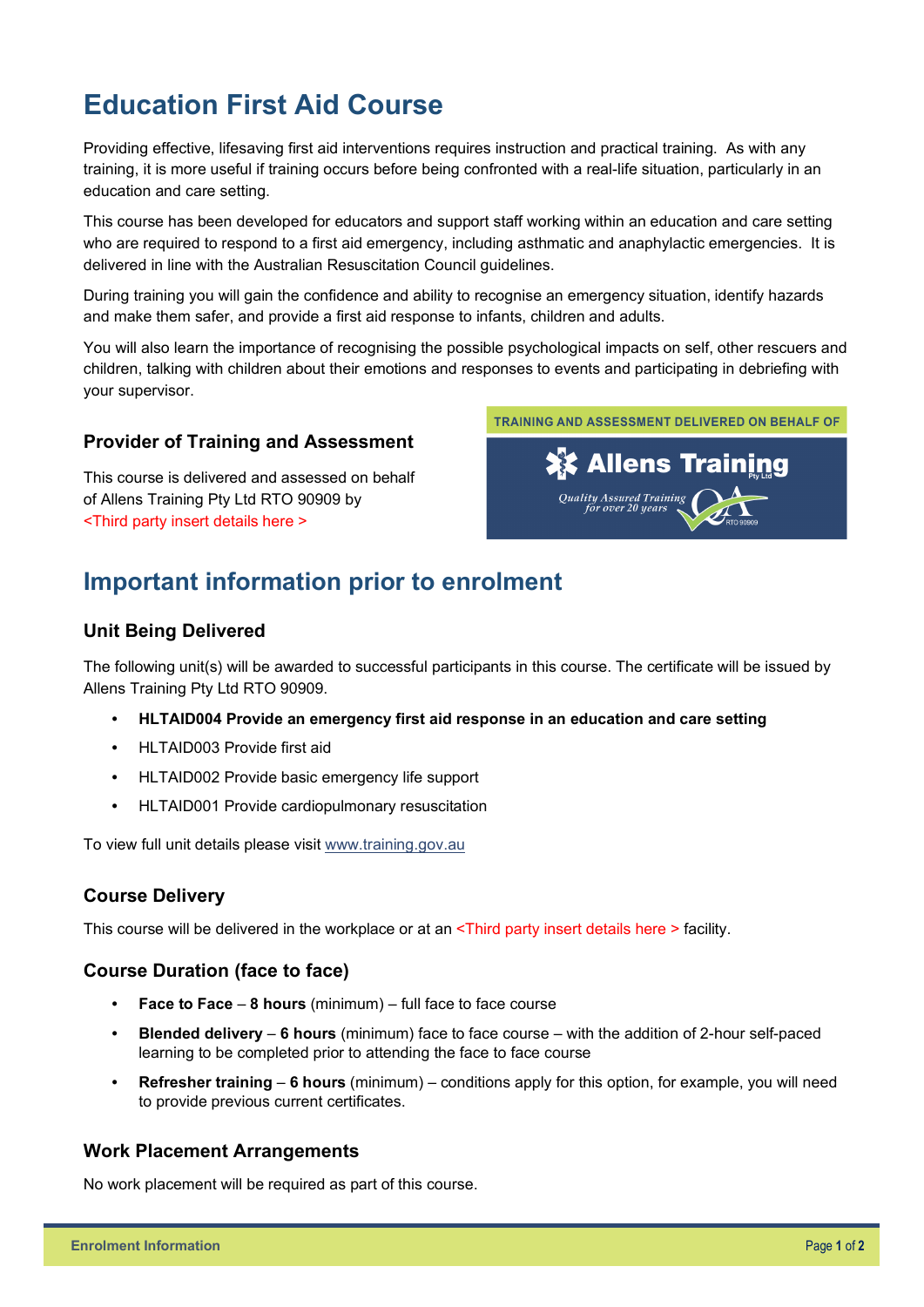# Education First Aid Course

Providing effective, lifesaving first aid interventions requires instruction and practical training. As with any training, it is more useful if training occurs before being confronted with a real-life situation, particularly in an education and care setting.

This course has been developed for educators and support staff working within an education and care setting who are required to respond to a first aid emergency, including asthmatic and anaphylactic emergencies. It is delivered in line with the Australian Resuscitation Council guidelines.

During training you will gain the confidence and ability to recognise an emergency situation, identify hazards and make them safer, and provide a first aid response to infants, children and adults.

You will also learn the importance of recognising the possible psychological impacts on self, other rescuers and children, talking with children about their emotions and responses to events and participating in debriefing with your supervisor.

### Provider of Training and Assessment

This course is delivered and assessed on behalf of Allens Training Pty Ltd RTO 90909 by <Third party insert details here >

TRAINING AND ASSESSMENT DELIVERED ON BEHALF OF

Allens Training Pty Ltd

Quality Assured Training for over 20 years

RTO 90909

## Important information prior to enrolment

### Unit Being Delivered

The following unit(s) will be awarded to successful participants in this course. The certificate will be issued by Allens Training Pty Ltd RTO 90909.

- **HLTAID004 Provide an emergency first aid response in an education and care setting**
- HLTAID003 Provide first aid
- HLTAID002 Provide basic emergency life support
- HLTAID001 Provide cardiopulmonary resuscitation

To view full unit details please visit www.training.gov.au

### Course Delivery

This course will be delivered in the workplace or at an <Third party insert details here > facility.

### Course Duration (face to face)

- **Face to Face** – **8 hours** (minimum) – full face to face course
- **Blended delivery** – **6 hours** (minimum) face to face course – with the addition of 2-hour self-paced learning to be completed prior to attending the face to face course
- **Refresher training** – **6 hours** (minimum) – conditions apply for this option, for example, you will need to provide previous current certificates.

### Work Placement Arrangements

No work placement will be required as part of this course.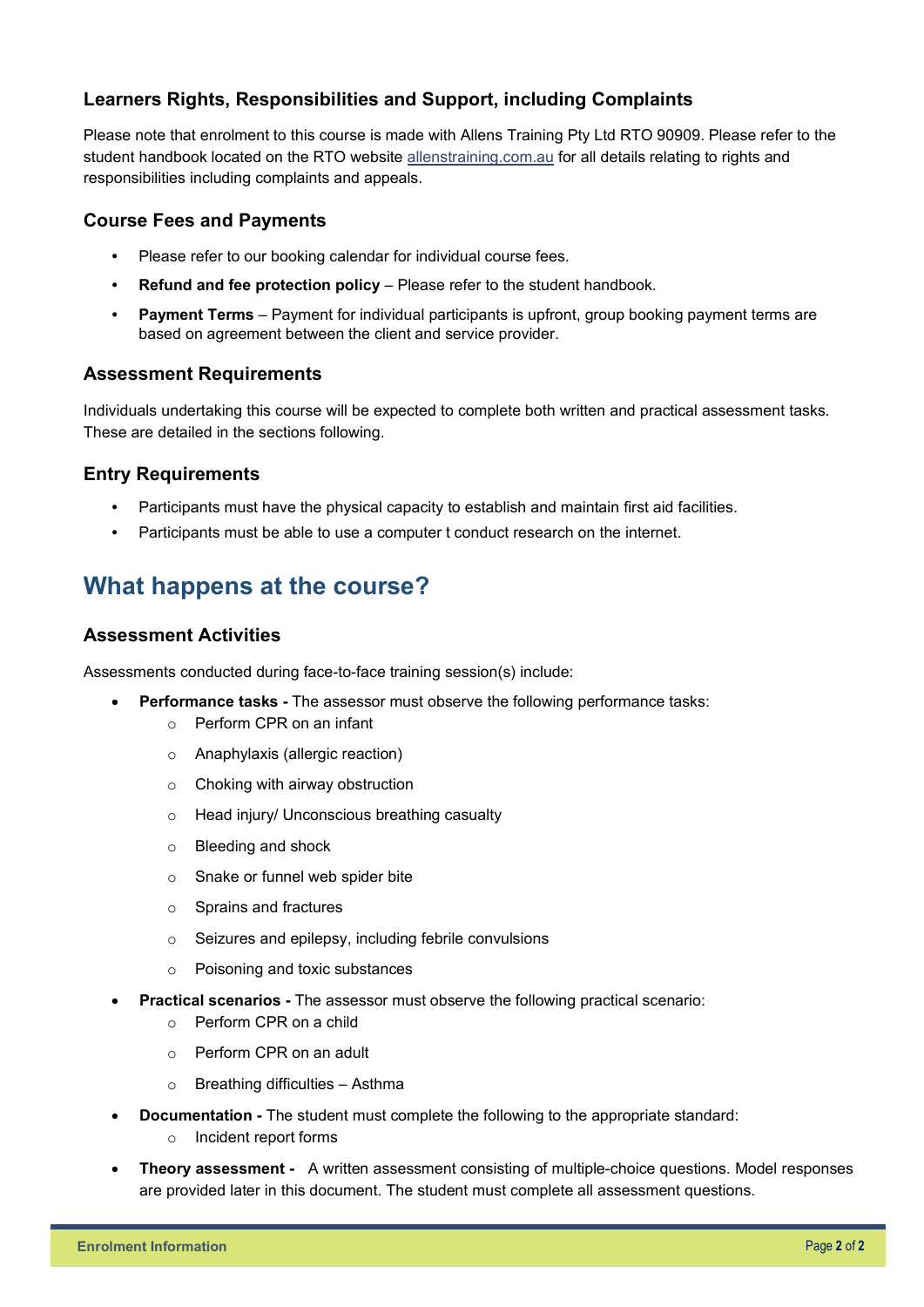### Learners Rights, Responsibilities and Support, including Complaints

Please note that enrolment to this course is made with Allens Training Pty Ltd RTO 90909. Please refer to the student handbook located on the RTO website allenstraining.com.au for all details relating to rights and responsibilities including complaints and appeals.

### Course Fees and Payments

- Please refer to our booking calendar for individual course fees.
- **Refund and fee protection policy** – Please refer to the student handbook.
- **Payment Terms** – Payment for individual participants is upfront, group booking payment terms are based on agreement between the client and service provider.

### Assessment Requirements

Individuals undertaking this course will be expected to complete both written and practical assessment tasks. These are detailed in the sections following.

### Entry Requirements

- Participants must have the physical capacity to establish and maintain first aid facilities.
- Participants must be able to use a computer t conduct research on the internet.

## What happens at the course?

### Assessment Activities

Assessments conducted during face-to-face training session(s) include:

- **Performance tasks -** The assessor must observe the following performance tasks:
  - Perform CPR on an infant
  - Anaphylaxis (allergic reaction)
  - Choking with airway obstruction
  - Head injury/ Unconscious breathing casualty
  - Bleeding and shock
  - Snake or funnel web spider bite
  - Sprains and fractures
  - Seizures and epilepsy, including febrile convulsions
  - Poisoning and toxic substances
- **Practical scenarios -** The assessor must observe the following practical scenario:
  - Perform CPR on a child
  - Perform CPR on an adult
  - Breathing difficulties – Asthma
- **Documentation -** The student must complete the following to the appropriate standard:
  - Incident report forms
- **Theory assessment -** A written assessment consisting of multiple-choice questions. Model responses are provided later in this document. The student must complete all assessment questions.